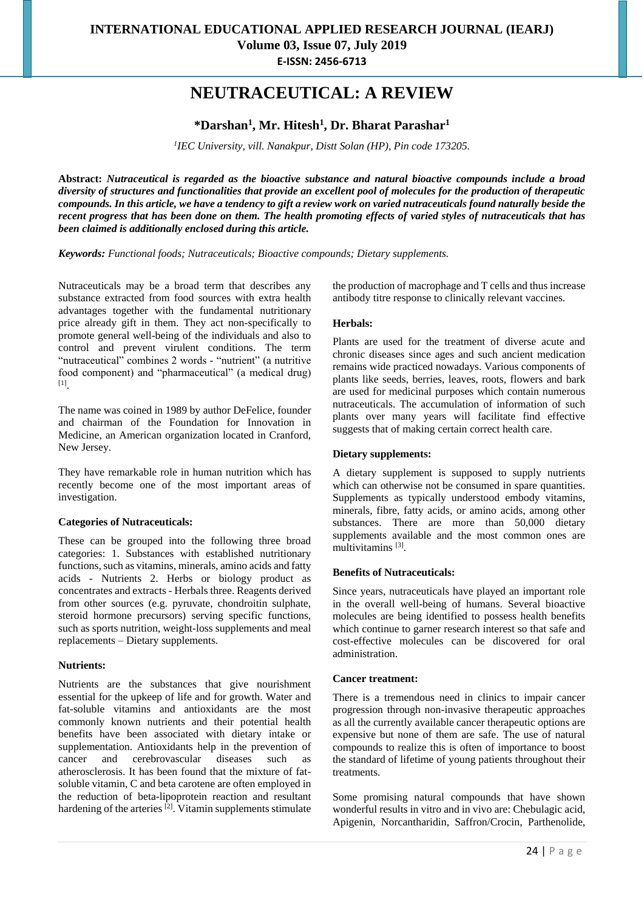# NEUTRACEUTICAL: A REVIEW

**\*Darshan[1], Mr. Hitesh[1], Dr. Bharat Parashar[1]**

*[1]IEC University, vill. Nanakpur, Distt Solan (HP), Pin code 173205.*

**Abstract:** ***Nutraceutical is regarded as the bioactive substance and natural bioactive compounds include a broad diversity of structures and functionalities that provide an excellent pool of molecules for the production of therapeutic compounds. In this article, we have a tendency to gift a review work on varied nutraceuticals found naturally beside the recent progress that has been done on them. The health promoting effects of varied styles of nutraceuticals that has been claimed is additionally enclosed during this article.***

***Keywords:*** *Functional foods; Nutraceuticals; Bioactive compounds; Dietary supplements.*

Nutraceuticals may be a broad term that describes any substance extracted from food sources with extra health advantages together with the fundamental nutritionary price already gift in them. They act non-specifically to promote general well-being of the individuals and also to control and prevent virulent conditions. The term "nutraceutical" combines 2 words - "nutrient" (a nutritive food component) and "pharmaceutical" (a medical drug) [1].

The name was coined in 1989 by author DeFelice, founder and chairman of the Foundation for Innovation in Medicine, an American organization located in Cranford, New Jersey.

They have remarkable role in human nutrition which has recently become one of the most important areas of investigation.

**Categories of Nutraceuticals:**

These can be grouped into the following three broad categories: 1. Substances with established nutritionary functions, such as vitamins, minerals, amino acids and fatty acids - Nutrients 2. Herbs or biology product as concentrates and extracts - Herbals three. Reagents derived from other sources (e.g. pyruvate, chondroitin sulphate, steroid hormone precursors) serving specific functions, such as sports nutrition, weight-loss supplements and meal replacements – Dietary supplements.

**Nutrients:**

Nutrients are the substances that give nourishment essential for the upkeep of life and for growth. Water and fat-soluble vitamins and antioxidants are the most commonly known nutrients and their potential health benefits have been associated with dietary intake or supplementation. Antioxidants help in the prevention of cancer and cerebrovascular diseases such as atherosclerosis. It has been found that the mixture of fat-soluble vitamin, C and beta carotene are often employed in the reduction of beta-lipoprotein reaction and resultant hardening of the arteries [2]. Vitamin supplements stimulate the production of macrophage and T cells and thus increase antibody titre response to clinically relevant vaccines.

**Herbals:**

Plants are used for the treatment of diverse acute and chronic diseases since ages and such ancient medication remains wide practiced nowadays. Various components of plants like seeds, berries, leaves, roots, flowers and bark are used for medicinal purposes which contain numerous nutraceuticals. The accumulation of information of such plants over many years will facilitate find effective suggests that of making certain correct health care.

**Dietary supplements:**

A dietary supplement is supposed to supply nutrients which can otherwise not be consumed in spare quantities. Supplements as typically understood embody vitamins, minerals, fibre, fatty acids, or amino acids, among other substances. There are more than 50,000 dietary supplements available and the most common ones are multivitamins [3].

**Benefits of Nutraceuticals:**

Since years, nutraceuticals have played an important role in the overall well-being of humans. Several bioactive molecules are being identified to possess health benefits which continue to garner research interest so that safe and cost-effective molecules can be discovered for oral administration.

**Cancer treatment:**

There is a tremendous need in clinics to impair cancer progression through non-invasive therapeutic approaches as all the currently available cancer therapeutic options are expensive but none of them are safe. The use of natural compounds to realize this is often of importance to boost the standard of lifetime of young patients throughout their treatments.

Some promising natural compounds that have shown wonderful results in vitro and in vivo are: Chebulagic acid, Apigenin, Norcantharidin, Saffron/Crocin, Parthenolide,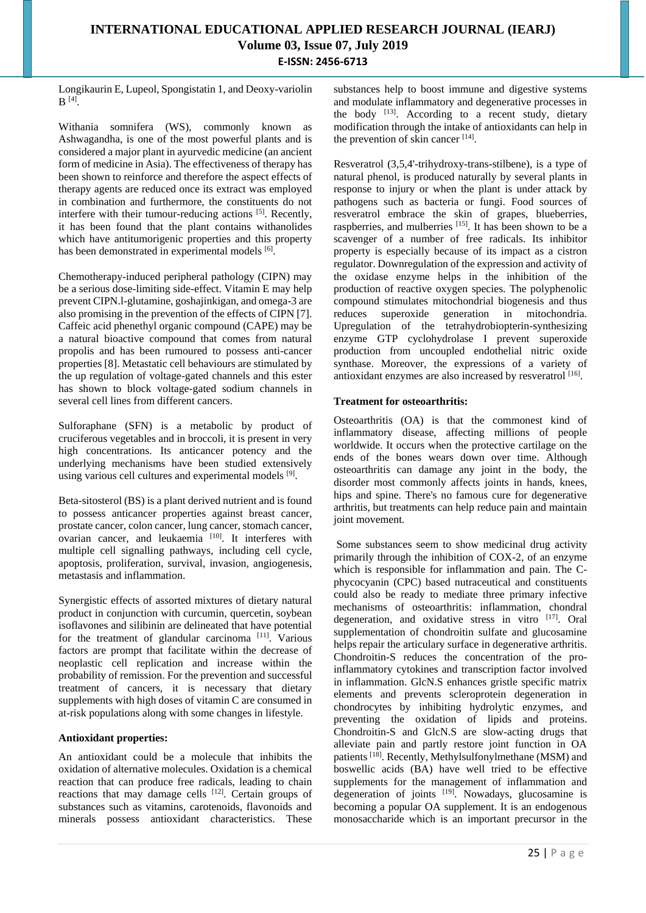Longikaurin E, Lupeol, Spongistatin 1, and Deoxy-variolin B [4].

Withania somnifera (WS), commonly known as Ashwagandha, is one of the most powerful plants and is considered a major plant in ayurvedic medicine (an ancient form of medicine in Asia). The effectiveness of therapy has been shown to reinforce and therefore the aspect effects of therapy agents are reduced once its extract was employed in combination and furthermore, the constituents do not interfere with their tumour-reducing actions [5]. Recently, it has been found that the plant contains withanolides which have antitumorigenic properties and this property has been demonstrated in experimental models [6].

Chemotherapy-induced peripheral pathology (CIPN) may be a serious dose-limiting side-effect. Vitamin E may help prevent CIPN.l-glutamine, goshajinkigan, and omega-3 are also promising in the prevention of the effects of CIPN [7]. Caffeic acid phenethyl organic compound (CAPE) may be a natural bioactive compound that comes from natural propolis and has been rumoured to possess anti-cancer properties [8]. Metastatic cell behaviours are stimulated by the up regulation of voltage-gated channels and this ester has shown to block voltage-gated sodium channels in several cell lines from different cancers.

Sulforaphane (SFN) is a metabolic by product of cruciferous vegetables and in broccoli, it is present in very high concentrations. Its anticancer potency and the underlying mechanisms have been studied extensively using various cell cultures and experimental models [9].

Beta-sitosterol (BS) is a plant derived nutrient and is found to possess anticancer properties against breast cancer, prostate cancer, colon cancer, lung cancer, stomach cancer, ovarian cancer, and leukaemia [10]. It interferes with multiple cell signalling pathways, including cell cycle, apoptosis, proliferation, survival, invasion, angiogenesis, metastasis and inflammation.

Synergistic effects of assorted mixtures of dietary natural product in conjunction with curcumin, quercetin, soybean isoflavones and silibinin are delineated that have potential for the treatment of glandular carcinoma [11]. Various factors are prompt that facilitate within the decrease of neoplastic cell replication and increase within the probability of remission. For the prevention and successful treatment of cancers, it is necessary that dietary supplements with high doses of vitamin C are consumed in at-risk populations along with some changes in lifestyle.

**Antioxidant properties:**

An antioxidant could be a molecule that inhibits the oxidation of alternative molecules. Oxidation is a chemical reaction that can produce free radicals, leading to chain reactions that may damage cells [12]. Certain groups of substances such as vitamins, carotenoids, flavonoids and minerals possess antioxidant characteristics. These substances help to boost immune and digestive systems and modulate inflammatory and degenerative processes in the body [13]. According to a recent study, dietary modification through the intake of antioxidants can help in the prevention of skin cancer [14].

Resveratrol (3,5,4'-trihydroxy-trans-stilbene), is a type of natural phenol, is produced naturally by several plants in response to injury or when the plant is under attack by pathogens such as bacteria or fungi. Food sources of resveratrol embrace the skin of grapes, blueberries, raspberries, and mulberries [15]. It has been shown to be a scavenger of a number of free radicals. Its inhibitor property is especially because of its impact as a cistron regulator. Downregulation of the expression and activity of the oxidase enzyme helps in the inhibition of the production of reactive oxygen species. The polyphenolic compound stimulates mitochondrial biogenesis and thus reduces superoxide generation in mitochondria. Upregulation of the tetrahydrobiopterin-synthesizing enzyme GTP cyclohydrolase I prevent superoxide production from uncoupled endothelial nitric oxide synthase. Moreover, the expressions of a variety of antioxidant enzymes are also increased by resveratrol [16].

**Treatment for osteoarthritis:**

Osteoarthritis (OA) is that the commonest kind of inflammatory disease, affecting millions of people worldwide. It occurs when the protective cartilage on the ends of the bones wears down over time. Although osteoarthritis can damage any joint in the body, the disorder most commonly affects joints in hands, knees, hips and spine. There's no famous cure for degenerative arthritis, but treatments can help reduce pain and maintain joint movement.

Some substances seem to show medicinal drug activity primarily through the inhibition of COX-2, of an enzyme which is responsible for inflammation and pain. The C-phycocyanin (CPC) based nutraceutical and constituents could also be ready to mediate three primary infective mechanisms of osteoarthritis: inflammation, chondral degeneration, and oxidative stress in vitro [17]. Oral supplementation of chondroitin sulfate and glucosamine helps repair the articulary surface in degenerative arthritis. Chondroitin-S reduces the concentration of the pro-inflammatory cytokines and transcription factor involved in inflammation. GlcN.S enhances gristle specific matrix elements and prevents scleroprotein degeneration in chondrocytes by inhibiting hydrolytic enzymes, and preventing the oxidation of lipids and proteins. Chondroitin-S and GlcN.S are slow-acting drugs that alleviate pain and partly restore joint function in OA patients [18]. Recently, Methylsulfonylmethane (MSM) and boswellic acids (BA) have well tried to be effective supplements for the management of inflammation and degeneration of joints [19]. Nowadays, glucosamine is becoming a popular OA supplement. It is an endogenous monosaccharide which is an important precursor in the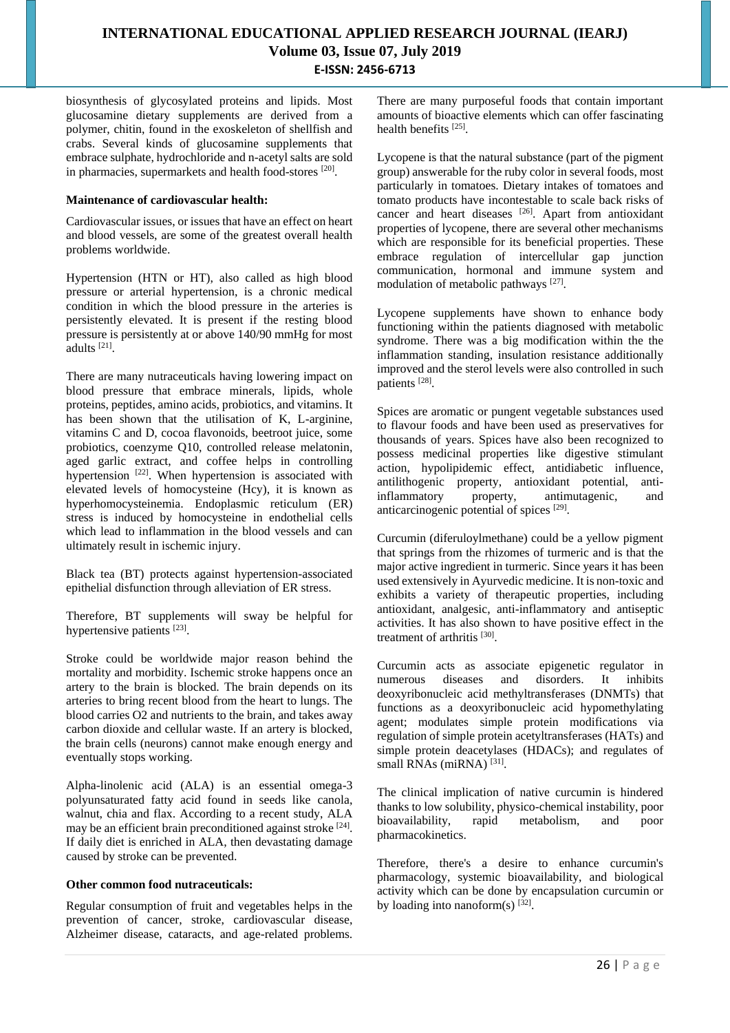biosynthesis of glycosylated proteins and lipids. Most glucosamine dietary supplements are derived from a polymer, chitin, found in the exoskeleton of shellfish and crabs. Several kinds of glucosamine supplements that embrace sulphate, hydrochloride and n-acetyl salts are sold in pharmacies, supermarkets and health food-stores [20].

**Maintenance of cardiovascular health:**

Cardiovascular issues, or issues that have an effect on heart and blood vessels, are some of the greatest overall health problems worldwide.

Hypertension (HTN or HT), also called as high blood pressure or arterial hypertension, is a chronic medical condition in which the blood pressure in the arteries is persistently elevated. It is present if the resting blood pressure is persistently at or above 140/90 mmHg for most adults [21].

There are many nutraceuticals having lowering impact on blood pressure that embrace minerals, lipids, whole proteins, peptides, amino acids, probiotics, and vitamins. It has been shown that the utilisation of K, L-arginine, vitamins C and D, cocoa flavonoids, beetroot juice, some probiotics, coenzyme Q10, controlled release melatonin, aged garlic extract, and coffee helps in controlling hypertension [22]. When hypertension is associated with elevated levels of homocysteine (Hcy), it is known as hyperhomocysteinemia. Endoplasmic reticulum (ER) stress is induced by homocysteine in endothelial cells which lead to inflammation in the blood vessels and can ultimately result in ischemic injury.

Black tea (BT) protects against hypertension-associated epithelial disfunction through alleviation of ER stress.

Therefore, BT supplements will sway be helpful for hypertensive patients [23].

Stroke could be worldwide major reason behind the mortality and morbidity. Ischemic stroke happens once an artery to the brain is blocked. The brain depends on its arteries to bring recent blood from the heart to lungs. The blood carries O2 and nutrients to the brain, and takes away carbon dioxide and cellular waste. If an artery is blocked, the brain cells (neurons) cannot make enough energy and eventually stops working.

Alpha-linolenic acid (ALA) is an essential omega-3 polyunsaturated fatty acid found in seeds like canola, walnut, chia and flax. According to a recent study, ALA may be an efficient brain preconditioned against stroke [24]. If daily diet is enriched in ALA, then devastating damage caused by stroke can be prevented.

**Other common food nutraceuticals:**

Regular consumption of fruit and vegetables helps in the prevention of cancer, stroke, cardiovascular disease, Alzheimer disease, cataracts, and age-related problems. There are many purposeful foods that contain important amounts of bioactive elements which can offer fascinating health benefits [25].

Lycopene is that the natural substance (part of the pigment group) answerable for the ruby color in several foods, most particularly in tomatoes. Dietary intakes of tomatoes and tomato products have incontestable to scale back risks of cancer and heart diseases [26]. Apart from antioxidant properties of lycopene, there are several other mechanisms which are responsible for its beneficial properties. These embrace regulation of intercellular gap junction communication, hormonal and immune system and modulation of metabolic pathways [27].

Lycopene supplements have shown to enhance body functioning within the patients diagnosed with metabolic syndrome. There was a big modification within the the inflammation standing, insulation resistance additionally improved and the sterol levels were also controlled in such patients [28].

Spices are aromatic or pungent vegetable substances used to flavour foods and have been used as preservatives for thousands of years. Spices have also been recognized to possess medicinal properties like digestive stimulant action, hypolipidemic effect, antidiabetic influence, antilithogenic property, antioxidant potential, anti-inflammatory property, antimutagenic, and anticarcinogenic potential of spices [29].

Curcumin (diferuloylmethane) could be a yellow pigment that springs from the rhizomes of turmeric and is that the major active ingredient in turmeric. Since years it has been used extensively in Ayurvedic medicine. It is non-toxic and exhibits a variety of therapeutic properties, including antioxidant, analgesic, anti-inflammatory and antiseptic activities. It has also shown to have positive effect in the treatment of arthritis [30].

Curcumin acts as associate epigenetic regulator in numerous diseases and disorders. It inhibits deoxyribonucleic acid methyltransferases (DNMTs) that functions as a deoxyribonucleic acid hypomethylating agent; modulates simple protein modifications via regulation of simple protein acetyltransferases (HATs) and simple protein deacetylases (HDACs); and regulates of small RNAs (miRNA) [31].

The clinical implication of native curcumin is hindered thanks to low solubility, physico-chemical instability, poor bioavailability, rapid metabolism, and poor pharmacokinetics.

Therefore, there's a desire to enhance curcumin's pharmacology, systemic bioavailability, and biological activity which can be done by encapsulation curcumin or by loading into nanoform(s) [32].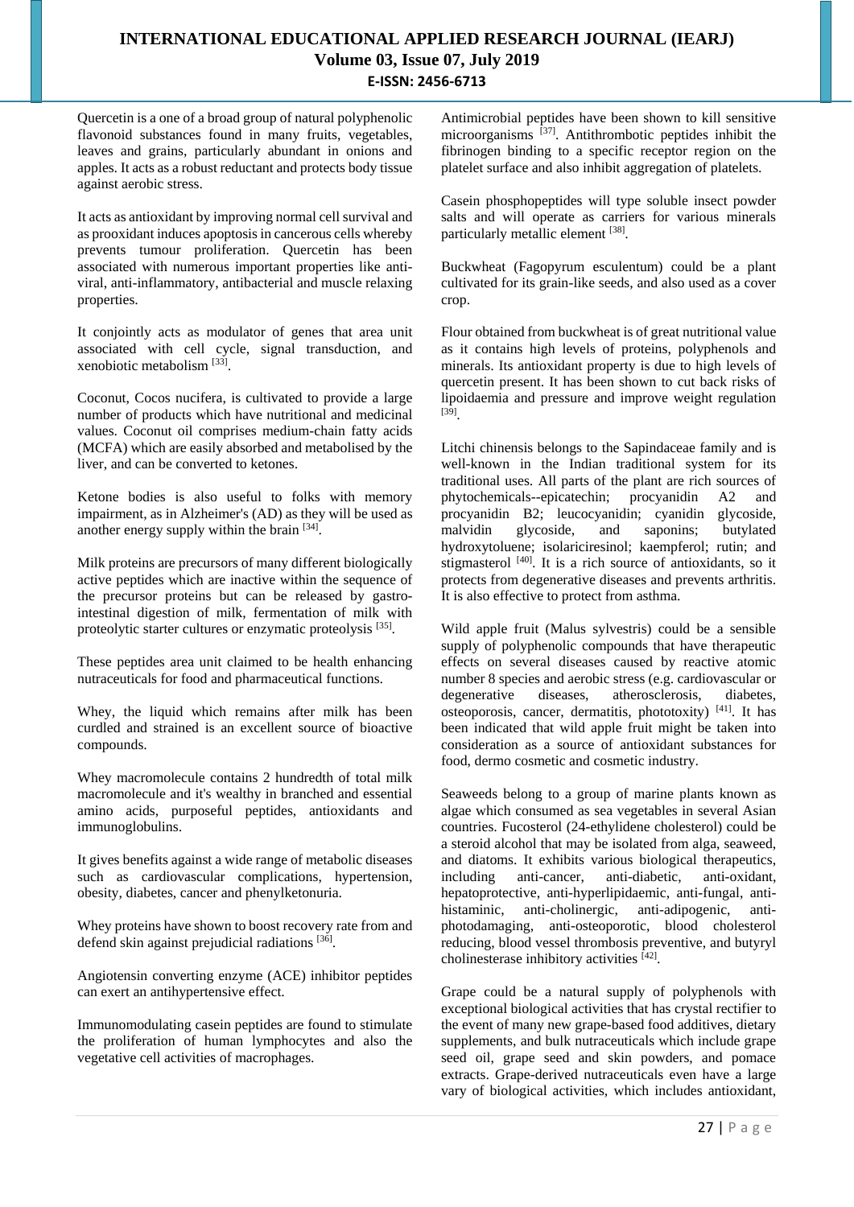Quercetin is a one of a broad group of natural polyphenolic flavonoid substances found in many fruits, vegetables, leaves and grains, particularly abundant in onions and apples. It acts as a robust reductant and protects body tissue against aerobic stress.

It acts as antioxidant by improving normal cell survival and as prooxidant induces apoptosis in cancerous cells whereby prevents tumour proliferation. Quercetin has been associated with numerous important properties like anti-viral, anti-inflammatory, antibacterial and muscle relaxing properties.

It conjointly acts as modulator of genes that area unit associated with cell cycle, signal transduction, and xenobiotic metabolism [33].

Coconut, Cocos nucifera, is cultivated to provide a large number of products which have nutritional and medicinal values. Coconut oil comprises medium-chain fatty acids (MCFA) which are easily absorbed and metabolised by the liver, and can be converted to ketones.

Ketone bodies is also useful to folks with memory impairment, as in Alzheimer's (AD) as they will be used as another energy supply within the brain [34].

Milk proteins are precursors of many different biologically active peptides which are inactive within the sequence of the precursor proteins but can be released by gastro-intestinal digestion of milk, fermentation of milk with proteolytic starter cultures or enzymatic proteolysis [35].

These peptides area unit claimed to be health enhancing nutraceuticals for food and pharmaceutical functions.

Whey, the liquid which remains after milk has been curdled and strained is an excellent source of bioactive compounds.

Whey macromolecule contains 2 hundredth of total milk macromolecule and it's wealthy in branched and essential amino acids, purposeful peptides, antioxidants and immunoglobulins.

It gives benefits against a wide range of metabolic diseases such as cardiovascular complications, hypertension, obesity, diabetes, cancer and phenylketonuria.

Whey proteins have shown to boost recovery rate from and defend skin against prejudicial radiations [36].

Angiotensin converting enzyme (ACE) inhibitor peptides can exert an antihypertensive effect.

Immunomodulating casein peptides are found to stimulate the proliferation of human lymphocytes and also the vegetative cell activities of macrophages.

Antimicrobial peptides have been shown to kill sensitive microorganisms [37]. Antithrombotic peptides inhibit the fibrinogen binding to a specific receptor region on the platelet surface and also inhibit aggregation of platelets.

Casein phosphopeptides will type soluble insect powder salts and will operate as carriers for various minerals particularly metallic element [38].

Buckwheat (Fagopyrum esculentum) could be a plant cultivated for its grain-like seeds, and also used as a cover crop.

Flour obtained from buckwheat is of great nutritional value as it contains high levels of proteins, polyphenols and minerals. Its antioxidant property is due to high levels of quercetin present. It has been shown to cut back risks of lipoidaemia and pressure and improve weight regulation [39].

Litchi chinensis belongs to the Sapindaceae family and is well-known in the Indian traditional system for its traditional uses. All parts of the plant are rich sources of phytochemicals--epicatechin; procyanidin A2 and procyanidin B2; leucocyanidin; cyanidin glycoside, malvidin glycoside, and saponins; butylated hydroxytoluene; isolariciresinol; kaempferol; rutin; and stigmasterol [40]. It is a rich source of antioxidants, so it protects from degenerative diseases and prevents arthritis. It is also effective to protect from asthma.

Wild apple fruit (Malus sylvestris) could be a sensible supply of polyphenolic compounds that have therapeutic effects on several diseases caused by reactive atomic number 8 species and aerobic stress (e.g. cardiovascular or degenerative diseases, atherosclerosis, diabetes, osteoporosis, cancer, dermatitis, phototoxity) [41]. It has been indicated that wild apple fruit might be taken into consideration as a source of antioxidant substances for food, dermo cosmetic and cosmetic industry.

Seaweeds belong to a group of marine plants known as algae which consumed as sea vegetables in several Asian countries. Fucosterol (24-ethylidene cholesterol) could be a steroid alcohol that may be isolated from alga, seaweed, and diatoms. It exhibits various biological therapeutics, including anti-cancer, anti-diabetic, anti-oxidant, hepatoprotective, anti-hyperlipidaemic, anti-fungal, anti-histaminic, anti-cholinergic, anti-adipogenic, anti-photodamaging, anti-osteoporotic, blood cholesterol reducing, blood vessel thrombosis preventive, and butyryl cholinesterase inhibitory activities [42].

Grape could be a natural supply of polyphenols with exceptional biological activities that has crystal rectifier to the event of many new grape-based food additives, dietary supplements, and bulk nutraceuticals which include grape seed oil, grape seed and skin powders, and pomace extracts. Grape-derived nutraceuticals even have a large vary of biological activities, which includes antioxidant,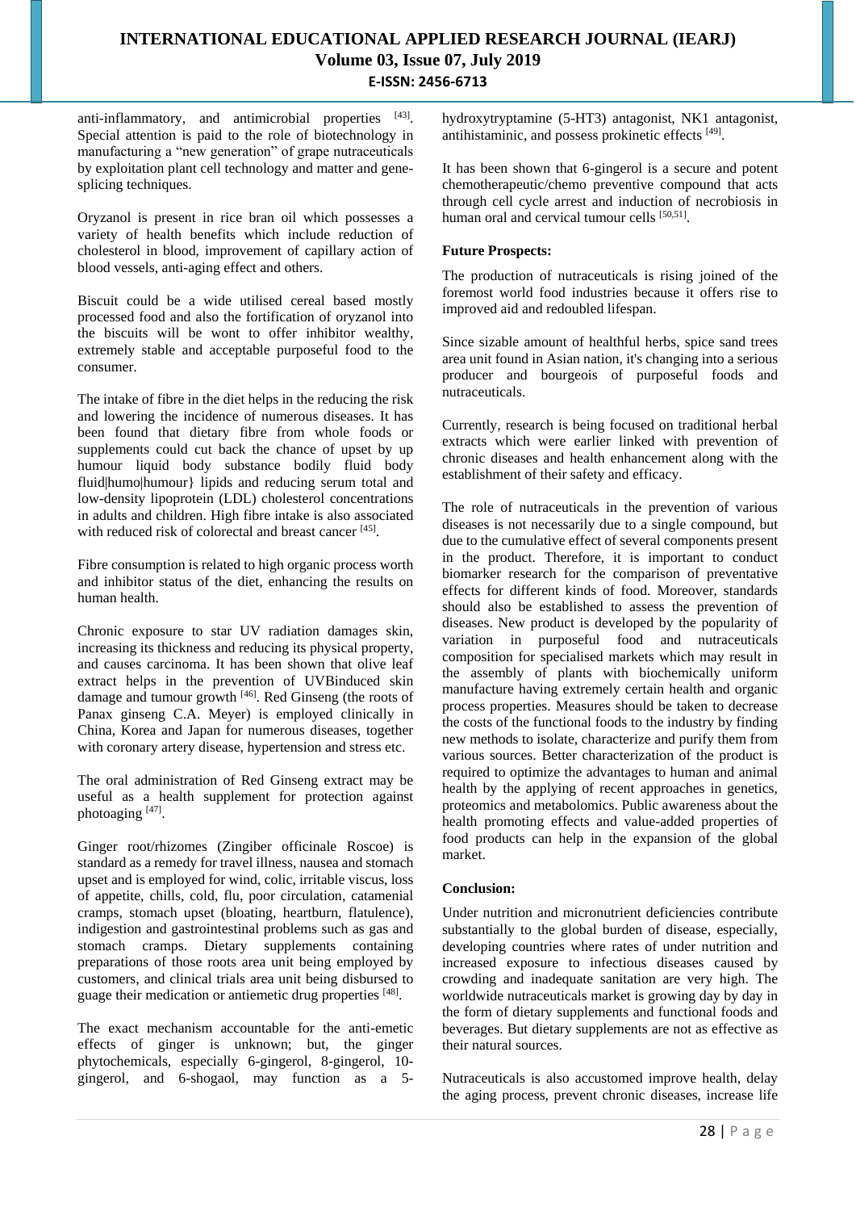anti-inflammatory, and antimicrobial properties [43]. Special attention is paid to the role of biotechnology in manufacturing a "new generation" of grape nutraceuticals by exploitation plant cell technology and matter and gene-splicing techniques.

Oryzanol is present in rice bran oil which possesses a variety of health benefits which include reduction of cholesterol in blood, improvement of capillary action of blood vessels, anti-aging effect and others.

Biscuit could be a wide utilised cereal based mostly processed food and also the fortification of oryzanol into the biscuits will be wont to offer inhibitor wealthy, extremely stable and acceptable purposeful food to the consumer.

The intake of fibre in the diet helps in the reducing the risk and lowering the incidence of numerous diseases. It has been found that dietary fibre from whole foods or supplements could cut back the chance of upset by up humour liquid body substance bodily fluid body fluid|humo|humour} lipids and reducing serum total and low-density lipoprotein (LDL) cholesterol concentrations in adults and children. High fibre intake is also associated with reduced risk of colorectal and breast cancer [45].

Fibre consumption is related to high organic process worth and inhibitor status of the diet, enhancing the results on human health.

Chronic exposure to star UV radiation damages skin, increasing its thickness and reducing its physical property, and causes carcinoma. It has been shown that olive leaf extract helps in the prevention of UVBinduced skin damage and tumour growth [46]. Red Ginseng (the roots of Panax ginseng C.A. Meyer) is employed clinically in China, Korea and Japan for numerous diseases, together with coronary artery disease, hypertension and stress etc.

The oral administration of Red Ginseng extract may be useful as a health supplement for protection against photoaging [47].

Ginger root/rhizomes (Zingiber officinale Roscoe) is standard as a remedy for travel illness, nausea and stomach upset and is employed for wind, colic, irritable viscus, loss of appetite, chills, cold, flu, poor circulation, catamenial cramps, stomach upset (bloating, heartburn, flatulence), indigestion and gastrointestinal problems such as gas and stomach cramps. Dietary supplements containing preparations of those roots area unit being employed by customers, and clinical trials area unit being disbursed to guage their medication or antiemetic drug properties [48].

The exact mechanism accountable for the anti-emetic effects of ginger is unknown; but, the ginger phytochemicals, especially 6-gingerol, 8-gingerol, 10-gingerol, and 6-shogaol, may function as a 5-hydroxytryptamine (5-HT3) antagonist, NK1 antagonist, antihistaminic, and possess prokinetic effects [49].

It has been shown that 6-gingerol is a secure and potent chemotherapeutic/chemo preventive compound that acts through cell cycle arrest and induction of necrobiosis in human oral and cervical tumour cells [50,51].

**Future Prospects:**

The production of nutraceuticals is rising joined of the foremost world food industries because it offers rise to improved aid and redoubled lifespan.

Since sizable amount of healthful herbs, spice sand trees area unit found in Asian nation, it's changing into a serious producer and bourgeois of purposeful foods and nutraceuticals.

Currently, research is being focused on traditional herbal extracts which were earlier linked with prevention of chronic diseases and health enhancement along with the establishment of their safety and efficacy.

The role of nutraceuticals in the prevention of various diseases is not necessarily due to a single compound, but due to the cumulative effect of several components present in the product. Therefore, it is important to conduct biomarker research for the comparison of preventative effects for different kinds of food. Moreover, standards should also be established to assess the prevention of diseases. New product is developed by the popularity of variation in purposeful food and nutraceuticals composition for specialised markets which may result in the assembly of plants with biochemically uniform manufacture having extremely certain health and organic process properties. Measures should be taken to decrease the costs of the functional foods to the industry by finding new methods to isolate, characterize and purify them from various sources. Better characterization of the product is required to optimize the advantages to human and animal health by the applying of recent approaches in genetics, proteomics and metabolomics. Public awareness about the health promoting effects and value-added properties of food products can help in the expansion of the global market.

**Conclusion:**

Under nutrition and micronutrient deficiencies contribute substantially to the global burden of disease, especially, developing countries where rates of under nutrition and increased exposure to infectious diseases caused by crowding and inadequate sanitation are very high. The worldwide nutraceuticals market is growing day by day in the form of dietary supplements and functional foods and beverages. But dietary supplements are not as effective as their natural sources.

Nutraceuticals is also accustomed improve health, delay the aging process, prevent chronic diseases, increase life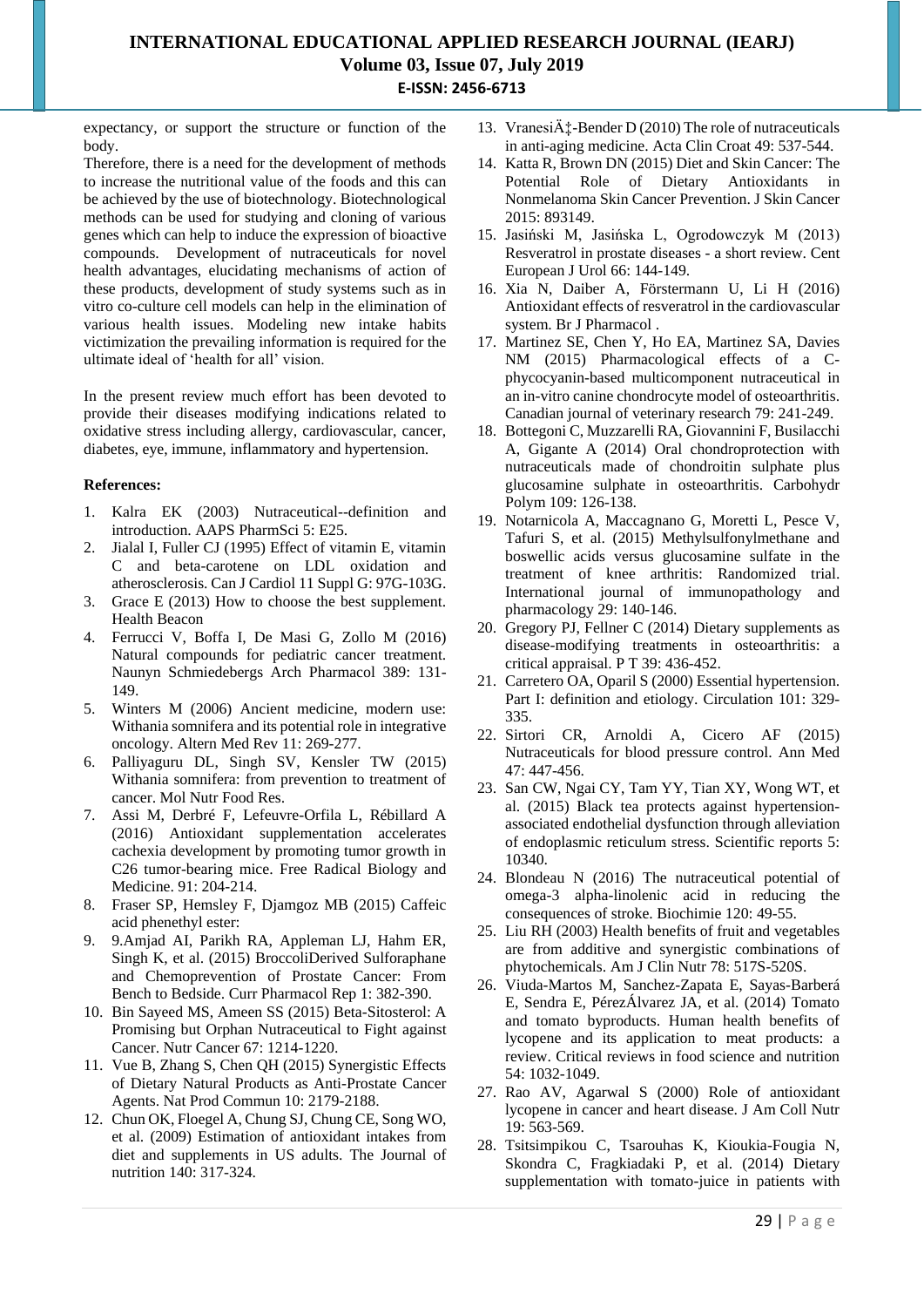expectancy, or support the structure or function of the body.

Therefore, there is a need for the development of methods to increase the nutritional value of the foods and this can be achieved by the use of biotechnology. Biotechnological methods can be used for studying and cloning of various genes which can help to induce the expression of bioactive compounds. Development of nutraceuticals for novel health advantages, elucidating mechanisms of action of these products, development of study systems such as in vitro co-culture cell models can help in the elimination of various health issues. Modeling new intake habits victimization the prevailing information is required for the ultimate ideal of 'health for all' vision.

In the present review much effort has been devoted to provide their diseases modifying indications related to oxidative stress including allergy, cardiovascular, cancer, diabetes, eye, immune, inflammatory and hypertension.

**References:**

1. Kalra EK (2003) Nutraceutical--definition and introduction. AAPS PharmSci 5: E25.
2. Jialal I, Fuller CJ (1995) Effect of vitamin E, vitamin C and beta-carotene on LDL oxidation and atherosclerosis. Can J Cardiol 11 Suppl G: 97G-103G.
3. Grace E (2013) How to choose the best supplement. Health Beacon
4. Ferrucci V, Boffa I, De Masi G, Zollo M (2016) Natural compounds for pediatric cancer treatment. Naunyn Schmiedebergs Arch Pharmacol 389: 131-149.
5. Winters M (2006) Ancient medicine, modern use: Withania somnifera and its potential role in integrative oncology. Altern Med Rev 11: 269-277.
6. Palliyaguru DL, Singh SV, Kensler TW (2015) Withania somnifera: from prevention to treatment of cancer. Mol Nutr Food Res.
7. Assi M, Derbré F, Lefeuvre-Orfila L, Rébillard A (2016) Antioxidant supplementation accelerates cachexia development by promoting tumor growth in C26 tumor-bearing mice. Free Radical Biology and Medicine. 91: 204-214.
8. Fraser SP, Hemsley F, Djamgoz MB (2015) Caffeic acid phenethyl ester:
9. 9.Amjad AI, Parikh RA, Appleman LJ, Hahm ER, Singh K, et al. (2015) BroccoliDerived Sulforaphane and Chemoprevention of Prostate Cancer: From Bench to Bedside. Curr Pharmacol Rep 1: 382-390.
10. Bin Sayeed MS, Ameen SS (2015) Beta-Sitosterol: A Promising but Orphan Nutraceutical to Fight against Cancer. Nutr Cancer 67: 1214-1220.
11. Vue B, Zhang S, Chen QH (2015) Synergistic Effects of Dietary Natural Products as Anti-Prostate Cancer Agents. Nat Prod Commun 10: 2179-2188.
12. Chun OK, Floegel A, Chung SJ, Chung CE, Song WO, et al. (2009) Estimation of antioxidant intakes from diet and supplements in US adults. The Journal of nutrition 140: 317-324.
13. VranesiÄ‡-Bender D (2010) The role of nutraceuticals in anti-aging medicine. Acta Clin Croat 49: 537-544.
14. Katta R, Brown DN (2015) Diet and Skin Cancer: The Potential Role of Dietary Antioxidants in Nonmelanoma Skin Cancer Prevention. J Skin Cancer 2015: 893149.
15. Jasiński M, Jasińska L, Ogrodowczyk M (2013) Resveratrol in prostate diseases - a short review. Cent European J Urol 66: 144-149.
16. Xia N, Daiber A, Förstermann U, Li H (2016) Antioxidant effects of resveratrol in the cardiovascular system. Br J Pharmacol .
17. Martinez SE, Chen Y, Ho EA, Martinez SA, Davies NM (2015) Pharmacological effects of a C-phycocyanin-based multicomponent nutraceutical in an in-vitro canine chondrocyte model of osteoarthritis. Canadian journal of veterinary research 79: 241-249.
18. Bottegoni C, Muzzarelli RA, Giovannini F, Busilacchi A, Gigante A (2014) Oral chondroprotection with nutraceuticals made of chondroitin sulphate plus glucosamine sulphate in osteoarthritis. Carbohydr Polym 109: 126-138.
19. Notarnicola A, Maccagnano G, Moretti L, Pesce V, Tafuri S, et al. (2015) Methylsulfonylmethane and boswellic acids versus glucosamine sulfate in the treatment of knee arthritis: Randomized trial. International journal of immunopathology and pharmacology 29: 140-146.
20. Gregory PJ, Fellner C (2014) Dietary supplements as disease-modifying treatments in osteoarthritis: a critical appraisal. P T 39: 436-452.
21. Carretero OA, Oparil S (2000) Essential hypertension. Part I: definition and etiology. Circulation 101: 329-335.
22. Sirtori CR, Arnoldi A, Cicero AF (2015) Nutraceuticals for blood pressure control. Ann Med 47: 447-456.
23. San CW, Ngai CY, Tam YY, Tian XY, Wong WT, et al. (2015) Black tea protects against hypertension-associated endothelial dysfunction through alleviation of endoplasmic reticulum stress. Scientific reports 5: 10340.
24. Blondeau N (2016) The nutraceutical potential of omega-3 alpha-linolenic acid in reducing the consequences of stroke. Biochimie 120: 49-55.
25. Liu RH (2003) Health benefits of fruit and vegetables are from additive and synergistic combinations of phytochemicals. Am J Clin Nutr 78: 517S-520S.
26. Viuda-Martos M, Sanchez-Zapata E, Sayas-Barberá E, Sendra E, PérezÁlvarez JA, et al. (2014) Tomato and tomato byproducts. Human health benefits of lycopene and its application to meat products: a review. Critical reviews in food science and nutrition 54: 1032-1049.
27. Rao AV, Agarwal S (2000) Role of antioxidant lycopene in cancer and heart disease. J Am Coll Nutr 19: 563-569.
28. Tsitsimpikou C, Tsarouhas K, Kioukia-Fougia N, Skondra C, Fragkiadaki P, et al. (2014) Dietary supplementation with tomato-juice in patients with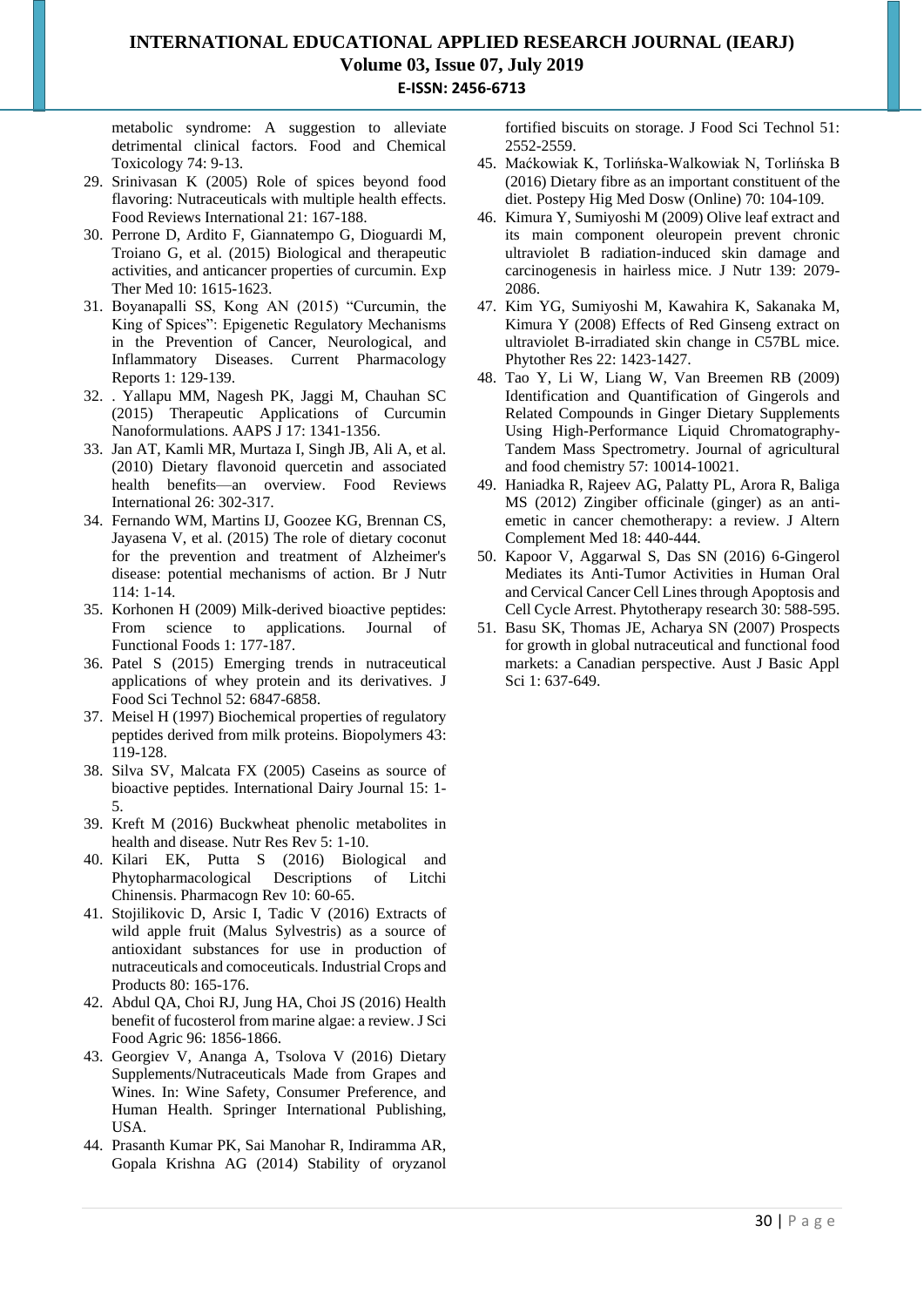metabolic syndrome: A suggestion to alleviate detrimental clinical factors. Food and Chemical Toxicology 74: 9-13.

29. Srinivasan K (2005) Role of spices beyond food flavoring: Nutraceuticals with multiple health effects. Food Reviews International 21: 167-188.
30. Perrone D, Ardito F, Giannatempo G, Dioguardi M, Troiano G, et al. (2015) Biological and therapeutic activities, and anticancer properties of curcumin. Exp Ther Med 10: 1615-1623.
31. Boyanapalli SS, Kong AN (2015) "Curcumin, the King of Spices": Epigenetic Regulatory Mechanisms in the Prevention of Cancer, Neurological, and Inflammatory Diseases. Current Pharmacology Reports 1: 129-139.
32. . Yallapu MM, Nagesh PK, Jaggi M, Chauhan SC (2015) Therapeutic Applications of Curcumin Nanoformulations. AAPS J 17: 1341-1356.
33. Jan AT, Kamli MR, Murtaza I, Singh JB, Ali A, et al. (2010) Dietary flavonoid quercetin and associated health benefits—an overview. Food Reviews International 26: 302-317.
34. Fernando WM, Martins IJ, Goozee KG, Brennan CS, Jayasena V, et al. (2015) The role of dietary coconut for the prevention and treatment of Alzheimer's disease: potential mechanisms of action. Br J Nutr 114: 1-14.
35. Korhonen H (2009) Milk-derived bioactive peptides: From science to applications. Journal of Functional Foods 1: 177-187.
36. Patel S (2015) Emerging trends in nutraceutical applications of whey protein and its derivatives. J Food Sci Technol 52: 6847-6858.
37. Meisel H (1997) Biochemical properties of regulatory peptides derived from milk proteins. Biopolymers 43: 119-128.
38. Silva SV, Malcata FX (2005) Caseins as source of bioactive peptides. International Dairy Journal 15: 1-5.
39. Kreft M (2016) Buckwheat phenolic metabolites in health and disease. Nutr Res Rev 5: 1-10.
40. Kilari EK, Putta S (2016) Biological and Phytopharmacological Descriptions of Litchi Chinensis. Pharmacogn Rev 10: 60-65.
41. Stojilikovic D, Arsic I, Tadic V (2016) Extracts of wild apple fruit (Malus Sylvestris) as a source of antioxidant substances for use in production of nutraceuticals and comoceuticals. Industrial Crops and Products 80: 165-176.
42. Abdul QA, Choi RJ, Jung HA, Choi JS (2016) Health benefit of fucosterol from marine algae: a review. J Sci Food Agric 96: 1856-1866.
43. Georgiev V, Ananga A, Tsolova V (2016) Dietary Supplements/Nutraceuticals Made from Grapes and Wines. In: Wine Safety, Consumer Preference, and Human Health. Springer International Publishing, USA.
44. Prasanth Kumar PK, Sai Manohar R, Indiramma AR, Gopala Krishna AG (2014) Stability of oryzanol fortified biscuits on storage. J Food Sci Technol 51: 2552-2559.
45. Maćkowiak K, Torlińska-Walkowiak N, Torlińska B (2016) Dietary fibre as an important constituent of the diet. Postepy Hig Med Dosw (Online) 70: 104-109.
46. Kimura Y, Sumiyoshi M (2009) Olive leaf extract and its main component oleuropein prevent chronic ultraviolet B radiation-induced skin damage and carcinogenesis in hairless mice. J Nutr 139: 2079-2086.
47. Kim YG, Sumiyoshi M, Kawahira K, Sakanaka M, Kimura Y (2008) Effects of Red Ginseng extract on ultraviolet B-irradiated skin change in C57BL mice. Phytother Res 22: 1423-1427.
48. Tao Y, Li W, Liang W, Van Breemen RB (2009) Identification and Quantification of Gingerols and Related Compounds in Ginger Dietary Supplements Using High-Performance Liquid Chromatography-Tandem Mass Spectrometry. Journal of agricultural and food chemistry 57: 10014-10021.
49. Haniadka R, Rajeev AG, Palatty PL, Arora R, Baliga MS (2012) Zingiber officinale (ginger) as an anti-emetic in cancer chemotherapy: a review. J Altern Complement Med 18: 440-444.
50. Kapoor V, Aggarwal S, Das SN (2016) 6-Gingerol Mediates its Anti-Tumor Activities in Human Oral and Cervical Cancer Cell Lines through Apoptosis and Cell Cycle Arrest. Phytotherapy research 30: 588-595.
51. Basu SK, Thomas JE, Acharya SN (2007) Prospects for growth in global nutraceutical and functional food markets: a Canadian perspective. Aust J Basic Appl Sci 1: 637-649.